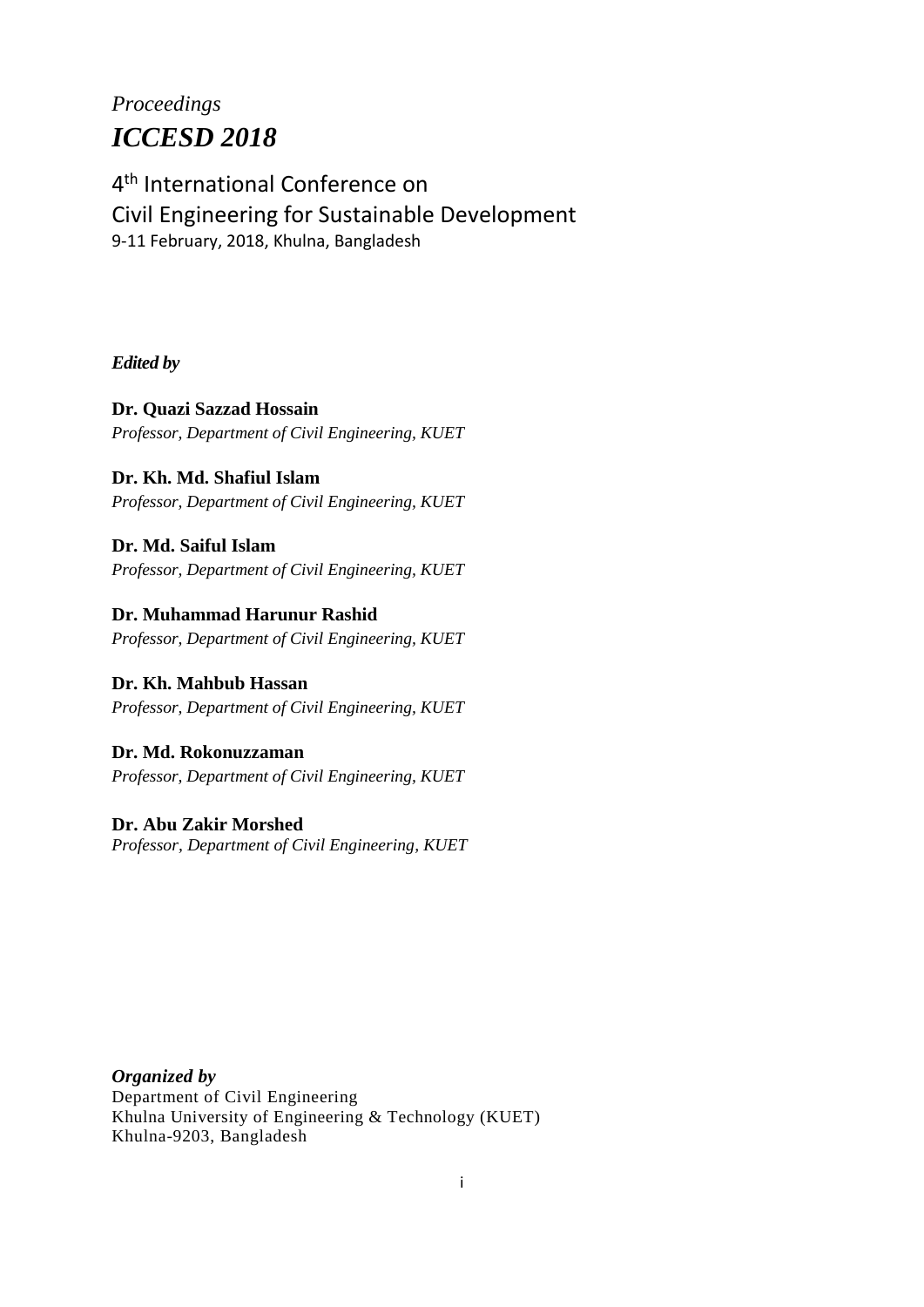*Proceedings*

# *ICCESD 2018*

## 4th International Conference on Civil Engineering for Sustainable Development

9-11 February, 2018, Khulna, Bangladesh

***Edited by***

**Dr. Quazi Sazzad Hossain**
*Professor, Department of Civil Engineering, KUET*

**Dr. Kh. Md. Shafiul Islam**
*Professor, Department of Civil Engineering, KUET*

**Dr. Md. Saiful Islam**
*Professor, Department of Civil Engineering, KUET*

**Dr. Muhammad Harunur Rashid**
*Professor, Department of Civil Engineering, KUET*

**Dr. Kh. Mahbub Hassan**
*Professor, Department of Civil Engineering, KUET*

**Dr. Md. Rokonuzzaman**
*Professor, Department of Civil Engineering, KUET*

**Dr. Abu Zakir Morshed**
*Professor, Department of Civil Engineering, KUET*

***Organized by***
Department of Civil Engineering
Khulna University of Engineering & Technology (KUET)
Khulna-9203, Bangladesh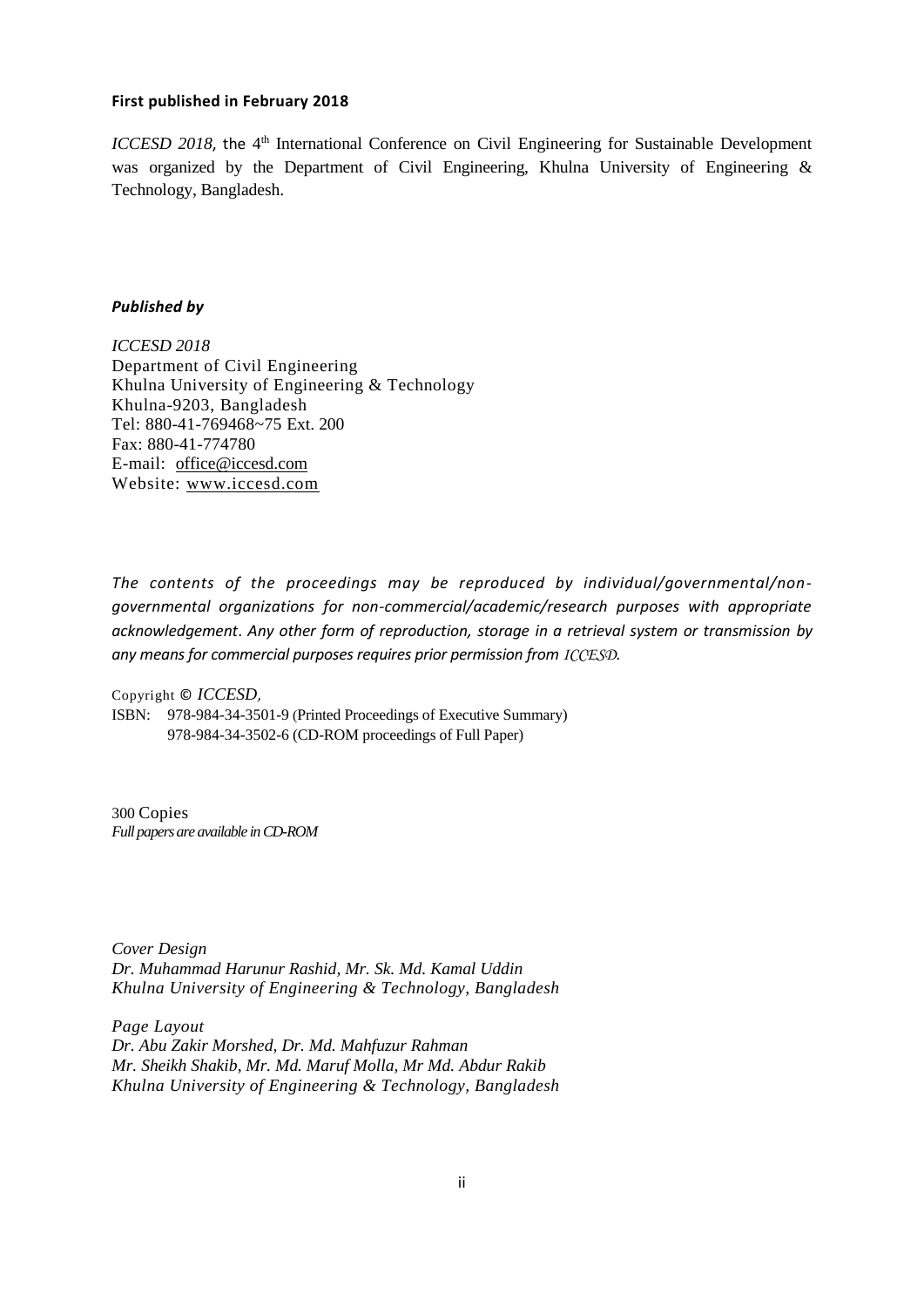**First published in February 2018**

*ICCESD 2018*, the 4th International Conference on Civil Engineering for Sustainable Development was organized by the Department of Civil Engineering, Khulna University of Engineering & Technology, Bangladesh.

***Published by***

*ICCESD 2018*
Department of Civil Engineering
Khulna University of Engineering & Technology
Khulna-9203, Bangladesh
Tel: 880-41-769468~75 Ext. 200
Fax: 880-41-774780
E-mail: office@iccesd.com
Website: www.iccesd.com

*The contents of the proceedings may be reproduced by individual/governmental/non-governmental organizations for non-commercial/academic/research purposes with appropriate acknowledgement. Any other form of reproduction, storage in a retrieval system or transmission by any means for commercial purposes requires prior permission from ICCESD.*

Copyright © *ICCESD,*
ISBN: 978-984-34-3501-9 (Printed Proceedings of Executive Summary)
978-984-34-3502-6 (CD-ROM proceedings of Full Paper)

300 Copies
*Full papers are available in CD-ROM*

*Cover Design*
*Dr. Muhammad Harunur Rashid, Mr. Sk. Md. Kamal Uddin*
*Khulna University of Engineering & Technology, Bangladesh*

*Page Layout*
*Dr. Abu Zakir Morshed, Dr. Md. Mahfuzur Rahman*
*Mr. Sheikh Shakib, Mr. Md. Maruf Molla, Mr Md. Abdur Rakib*
*Khulna University of Engineering & Technology, Bangladesh*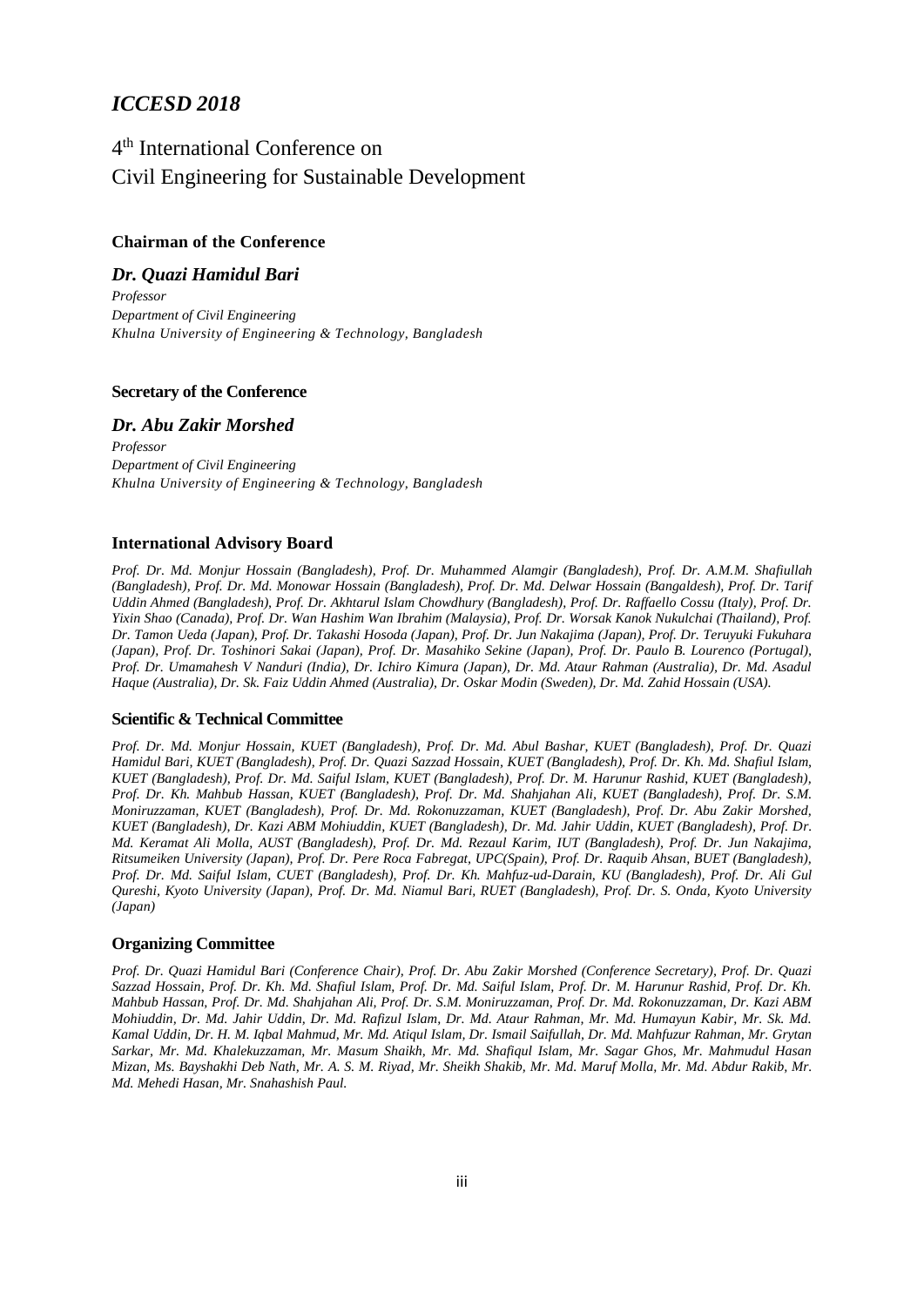# *ICCESD 2018*

## 4th International Conference on Civil Engineering for Sustainable Development

### Chairman of the Conference

***Dr. Quazi Hamidul Bari***

*Professor*
*Department of Civil Engineering*
*Khulna University of Engineering & Technology, Bangladesh*

### Secretary of the Conference

***Dr. Abu Zakir Morshed***

*Professor*
*Department of Civil Engineering*
*Khulna University of Engineering & Technology, Bangladesh*

### International Advisory Board

*Prof. Dr. Md. Monjur Hossain (Bangladesh), Prof. Dr. Muhammed Alamgir (Bangladesh), Prof. Dr. A.M.M. Shafiullah (Bangladesh), Prof. Dr. Md. Monowar Hossain (Bangladesh), Prof. Dr. Md. Delwar Hossain (Bangaldesh), Prof. Dr. Tarif Uddin Ahmed (Bangladesh), Prof. Dr. Akhtarul Islam Chowdhury (Bangladesh), Prof. Dr. Raffaello Cossu (Italy), Prof. Dr. Yixin Shao (Canada), Prof. Dr. Wan Hashim Wan Ibrahim (Malaysia), Prof. Dr. Worsak Kanok Nukulchai (Thailand), Prof. Dr. Tamon Ueda (Japan), Prof. Dr. Takashi Hosoda (Japan), Prof. Dr. Jun Nakajima (Japan), Prof. Dr. Teruyuki Fukuhara (Japan), Prof. Dr. Toshinori Sakai (Japan), Prof. Dr. Masahiko Sekine (Japan), Prof. Dr. Paulo B. Lourenco (Portugal), Prof. Dr. Umamahesh V Nanduri (India), Dr. Ichiro Kimura (Japan), Dr. Md. Ataur Rahman (Australia), Dr. Md. Asadul Haque (Australia), Dr. Sk. Faiz Uddin Ahmed (Australia), Dr. Oskar Modin (Sweden), Dr. Md. Zahid Hossain (USA).*

### Scientific & Technical Committee

*Prof. Dr. Md. Monjur Hossain, KUET (Bangladesh), Prof. Dr. Md. Abul Bashar, KUET (Bangladesh), Prof. Dr. Quazi Hamidul Bari, KUET (Bangladesh), Prof. Dr. Quazi Sazzad Hossain, KUET (Bangladesh), Prof. Dr. Kh. Md. Shafiul Islam, KUET (Bangladesh), Prof. Dr. Md. Saiful Islam, KUET (Bangladesh), Prof. Dr. M. Harunur Rashid, KUET (Bangladesh), Prof. Dr. Kh. Mahbub Hassan, KUET (Bangladesh), Prof. Dr. Md. Shahjahan Ali, KUET (Bangladesh), Prof. Dr. S.M. Moniruzzaman, KUET (Bangladesh), Prof. Dr. Md. Rokonuzzaman, KUET (Bangladesh), Prof. Dr. Abu Zakir Morshed, KUET (Bangladesh), Dr. Kazi ABM Mohiuddin, KUET (Bangladesh), Dr. Md. Jahir Uddin, KUET (Bangladesh), Prof. Dr. Md. Keramat Ali Molla, AUST (Bangladesh), Prof. Dr. Md. Rezaul Karim, IUT (Bangladesh), Prof. Dr. Jun Nakajima, Ritsumeiken University (Japan), Prof. Dr. Pere Roca Fabregat, UPC(Spain), Prof. Dr. Raquib Ahsan, BUET (Bangladesh), Prof. Dr. Md. Saiful Islam, CUET (Bangladesh), Prof. Dr. Kh. Mahfuz-ud-Darain, KU (Bangladesh), Prof. Dr. Ali Gul Qureshi, Kyoto University (Japan), Prof. Dr. Md. Niamul Bari, RUET (Bangladesh), Prof. Dr. S. Onda, Kyoto University (Japan)*

### Organizing Committee

*Prof. Dr. Quazi Hamidul Bari (Conference Chair), Prof. Dr. Abu Zakir Morshed (Conference Secretary), Prof. Dr. Quazi Sazzad Hossain, Prof. Dr. Kh. Md. Shafiul Islam, Prof. Dr. Md. Saiful Islam, Prof. Dr. M. Harunur Rashid, Prof. Dr. Kh. Mahbub Hassan, Prof. Dr. Md. Shahjahan Ali, Prof. Dr. S.M. Moniruzzaman, Prof. Dr. Md. Rokonuzzaman, Dr. Kazi ABM Mohiuddin, Dr. Md. Jahir Uddin, Dr. Md. Rafizul Islam, Dr. Md. Ataur Rahman, Mr. Md. Humayun Kabir, Mr. Sk. Md. Kamal Uddin, Dr. H. M. Iqbal Mahmud, Mr. Md. Atiqul Islam, Dr. Ismail Saifullah, Dr. Md. Mahfuzur Rahman, Mr. Grytan Sarkar, Mr. Md. Khalekuzzaman, Mr. Masum Shaikh, Mr. Md. Shafiqul Islam, Mr. Sagar Ghos, Mr. Mahmudul Hasan Mizan, Ms. Bayshakhi Deb Nath, Mr. A. S. M. Riyad, Mr. Sheikh Shakib, Mr. Md. Maruf Molla, Mr. Md. Abdur Rakib, Mr. Md. Mehedi Hasan, Mr. Snahashish Paul.*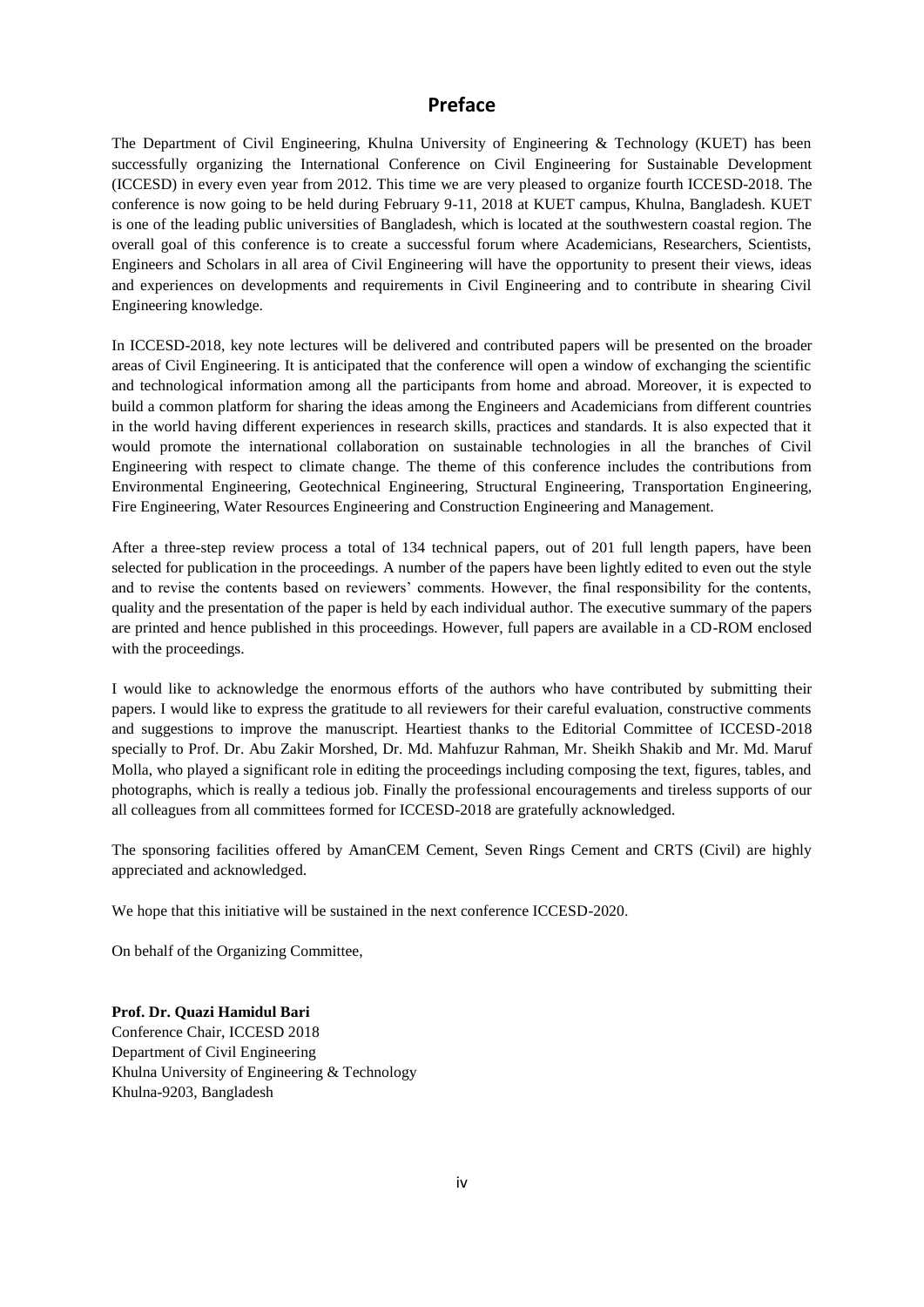# Preface

The Department of Civil Engineering, Khulna University of Engineering & Technology (KUET) has been successfully organizing the International Conference on Civil Engineering for Sustainable Development (ICCESD) in every even year from 2012. This time we are very pleased to organize fourth ICCESD-2018. The conference is now going to be held during February 9-11, 2018 at KUET campus, Khulna, Bangladesh. KUET is one of the leading public universities of Bangladesh, which is located at the southwestern coastal region. The overall goal of this conference is to create a successful forum where Academicians, Researchers, Scientists, Engineers and Scholars in all area of Civil Engineering will have the opportunity to present their views, ideas and experiences on developments and requirements in Civil Engineering and to contribute in shearing Civil Engineering knowledge.

In ICCESD-2018, key note lectures will be delivered and contributed papers will be presented on the broader areas of Civil Engineering. It is anticipated that the conference will open a window of exchanging the scientific and technological information among all the participants from home and abroad. Moreover, it is expected to build a common platform for sharing the ideas among the Engineers and Academicians from different countries in the world having different experiences in research skills, practices and standards. It is also expected that it would promote the international collaboration on sustainable technologies in all the branches of Civil Engineering with respect to climate change. The theme of this conference includes the contributions from Environmental Engineering, Geotechnical Engineering, Structural Engineering, Transportation Engineering, Fire Engineering, Water Resources Engineering and Construction Engineering and Management.

After a three-step review process a total of 134 technical papers, out of 201 full length papers, have been selected for publication in the proceedings. A number of the papers have been lightly edited to even out the style and to revise the contents based on reviewers' comments. However, the final responsibility for the contents, quality and the presentation of the paper is held by each individual author. The executive summary of the papers are printed and hence published in this proceedings. However, full papers are available in a CD-ROM enclosed with the proceedings.

I would like to acknowledge the enormous efforts of the authors who have contributed by submitting their papers. I would like to express the gratitude to all reviewers for their careful evaluation, constructive comments and suggestions to improve the manuscript. Heartiest thanks to the Editorial Committee of ICCESD-2018 specially to Prof. Dr. Abu Zakir Morshed, Dr. Md. Mahfuzur Rahman, Mr. Sheikh Shakib and Mr. Md. Maruf Molla, who played a significant role in editing the proceedings including composing the text, figures, tables, and photographs, which is really a tedious job. Finally the professional encouragements and tireless supports of our all colleagues from all committees formed for ICCESD-2018 are gratefully acknowledged.

The sponsoring facilities offered by AmanCEM Cement, Seven Rings Cement and CRTS (Civil) are highly appreciated and acknowledged.

We hope that this initiative will be sustained in the next conference ICCESD-2020.

On behalf of the Organizing Committee,

**Prof. Dr. Quazi Hamidul Bari**
Conference Chair, ICCESD 2018
Department of Civil Engineering
Khulna University of Engineering & Technology
Khulna-9203, Bangladesh